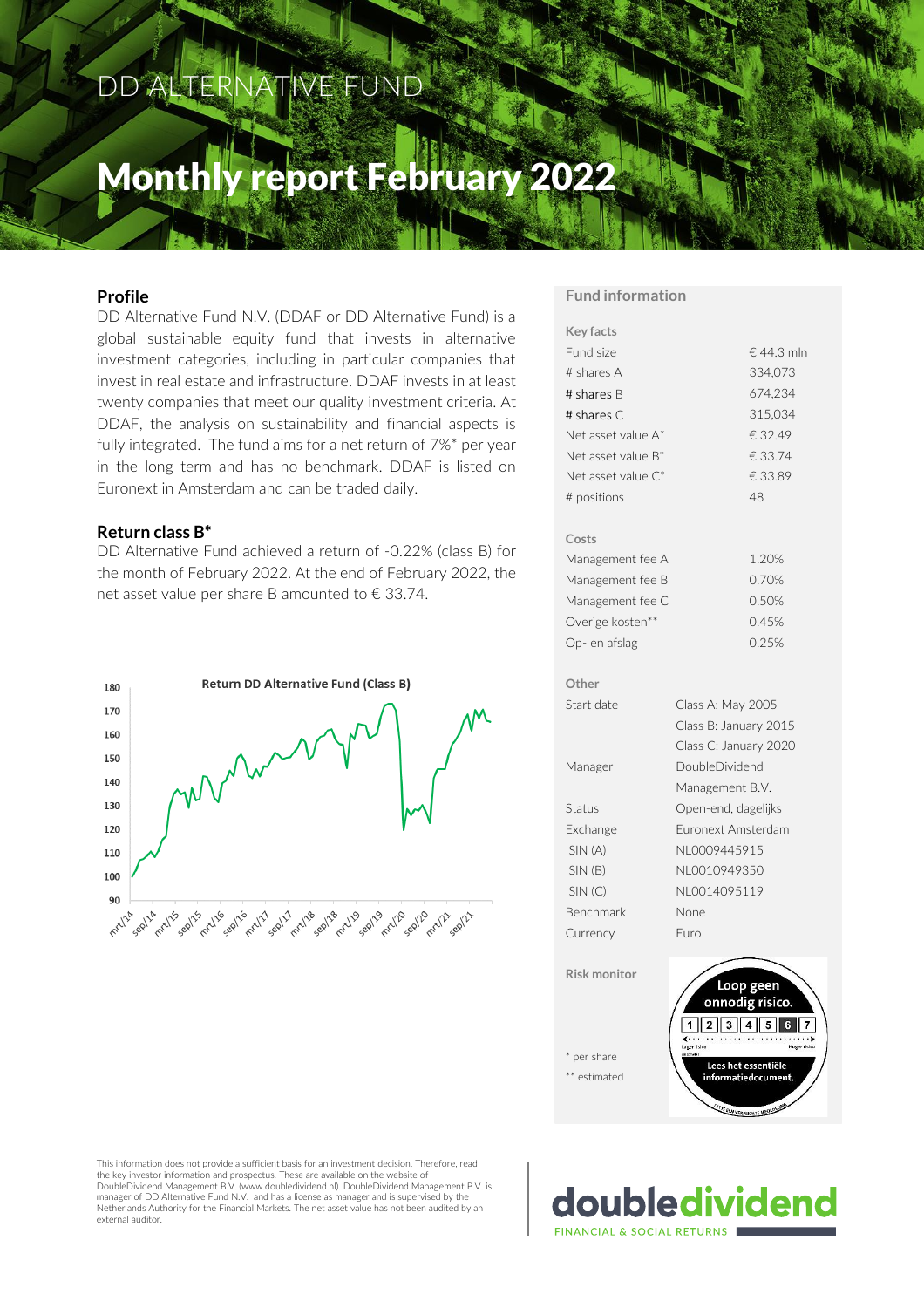DD ALTERNATIVE FUND

# Monthly report February 2022

## Profile

DD Alternative Fund N.V. (DDAF or DD Alternative Fund) is a global sustainable equity fund that invests in alternative investment categories, including in particular companies that invest in real estate and infrastructure. DDAF invests in at least twenty companies that meet our quality investment criteria. At DDAF, the analysis on sustainability and financial aspects is fully integrated. The fund aims for a net return of 7%* per year in the long term and has no benchmark. DDAF is listed on Euronext in Amsterdam and can be traded daily.

## Return class B*

DD Alternative Fund achieved a return of -0.22% (class B) for the month of February 2022. At the end of February 2022, the net asset value per share B amounted to € 33.74.

**Return DD Alternative Fund (Class B)**

## Fund information

**Key facts**

| | |
|---|---|
| Fund size | € 44.3 mln |
| # shares A | 334,073 |
| # shares B | 674,234 |
| # shares C | 315,034 |
| Net asset value A* | € 32.49 |
| Net asset value B* | € 33.74 |
| Net asset value C* | € 33.89 |
| # positions | 48 |

**Costs**

| | |
|---|---|
| Management fee A | 1.20% |
| Management fee B | 0.70% |
| Management fee C | 0.50% |
| Overige kosten** | 0.45% |
| Op- en afslag | 0.25% |

**Other**

| | |
|---|---|
| Start date | Class A: May 2005<br>Class B: January 2015<br>Class C: January 2020 |
| Manager | DoubleDividend Management B.V. |
| Status | Open-end, dagelijks |
| Exchange | Euronext Amsterdam |
| ISIN (A) | NL0009445915 |
| ISIN (B) | NL0010949350 |
| ISIN (C) | NL0014095119 |
| Benchmark | None |
| Currency | Euro |

**Risk monitor**

\* per share

\** estimated

This information does not provide a sufficient basis for an investment decision. Therefore, read the key investor information and prospectus. These are available on the website of DoubleDividend Management B.V. (www.doubledividend.nl). DoubleDividend Management B.V. is manager of DD Alternative Fund N.V. and has a license as manager and is supervised by the Netherlands Authority for the Financial Markets. The net asset value has not been audited by an external auditor.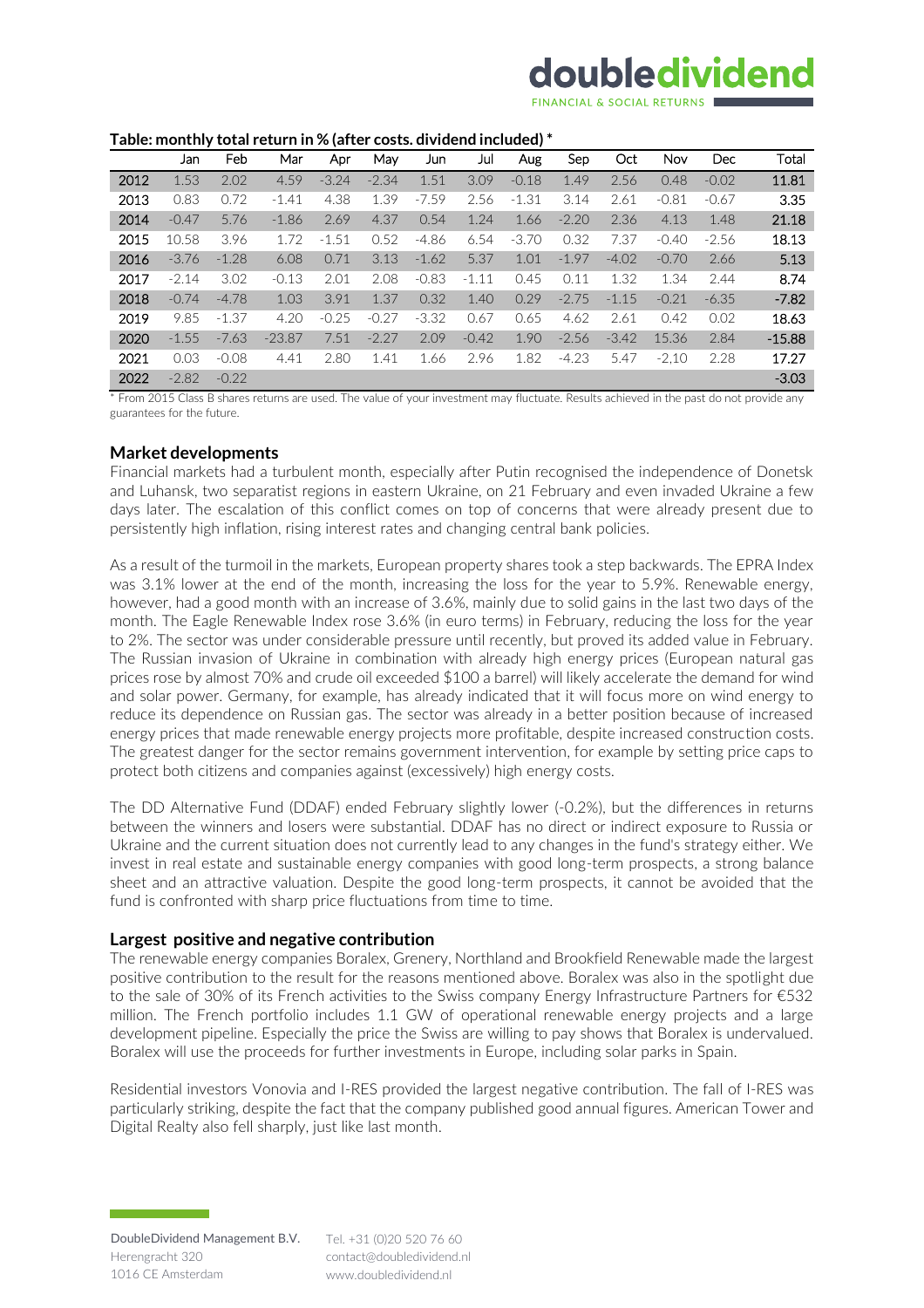**Table: monthly total return in % (after costs, dividend included) ***

| | Jan | Feb | Mar | Apr | May | Jun | Jul | Aug | Sep | Oct | Nov | Dec | Total |
|---|---|---|---|---|---|---|---|---|---|---|---|---|---|
| 2012 | 1.53 | 2.02 | 4.59 | -3.24 | -2.34 | 1.51 | 3.09 | -0.18 | 1.49 | 2.56 | 0.48 | -0.02 | 11.81 |
| 2013 | 0.83 | 0.72 | -1.41 | 4.38 | 1.39 | -7.59 | 2.56 | -1.31 | 3.14 | 2.61 | -0.81 | -0.67 | 3.35 |
| 2014 | -0.47 | 5.76 | -1.86 | 2.69 | 4.37 | 0.54 | 1.24 | 1.66 | -2.20 | 2.36 | 4.13 | 1.48 | 21.18 |
| 2015 | 10.58 | 3.96 | 1.72 | -1.51 | 0.52 | -4.86 | 6.54 | -3.70 | 0.32 | 7.37 | -0.40 | -2.56 | 18.13 |
| 2016 | -3.76 | -1.28 | 6.08 | 0.71 | 3.13 | -1.62 | 5.37 | 1.01 | -1.97 | -4.02 | -0.70 | 2.66 | 5.13 |
| 2017 | -2.14 | 3.02 | -0.13 | 2.01 | 2.08 | -0.83 | -1.11 | 0.45 | 0.11 | 1.32 | 1.34 | 2.44 | 8.74 |
| 2018 | -0.74 | -4.78 | 1.03 | 3.91 | 1.37 | 0.32 | 1.40 | 0.29 | -2.75 | -1.15 | -0.21 | -6.35 | -7.82 |
| 2019 | 9.85 | -1.37 | 4.20 | -0.25 | -0.27 | -3.32 | 0.67 | 0.65 | 4.62 | 2.61 | 0.42 | 0.02 | 18.63 |
| 2020 | -1.55 | -7.63 | -23.87 | 7.51 | -2.27 | 2.09 | -0.42 | 1.90 | -2.56 | -3.42 | 15.36 | 2.84 | -15.88 |
| 2021 | 0.03 | -0.08 | 4.41 | 2.80 | 1.41 | 1.66 | 2.96 | 1.82 | -4.23 | 5.47 | -2.10 | 2.28 | 17.27 |
| 2022 | -2.82 | -0.22 | | | | | | | | | | | -3.03 |

* From 2015 Class B shares returns are used. The value of your investment may fluctuate. Results achieved in the past do not provide any guarantees for the future.

## Market developments

Financial markets had a turbulent month, especially after Putin recognised the independence of Donetsk and Luhansk, two separatist regions in eastern Ukraine, on 21 February and even invaded Ukraine a few days later. The escalation of this conflict comes on top of concerns that were already present due to persistently high inflation, rising interest rates and changing central bank policies.

As a result of the turmoil in the markets, European property shares took a step backwards. The EPRA Index was 3.1% lower at the end of the month, increasing the loss for the year to 5.9%. Renewable energy, however, had a good month with an increase of 3.6%, mainly due to solid gains in the last two days of the month. The Eagle Renewable Index rose 3.6% (in euro terms) in February, reducing the loss for the year to 2%. The sector was under considerable pressure until recently, but proved its added value in February. The Russian invasion of Ukraine in combination with already high energy prices (European natural gas prices rose by almost 70% and crude oil exceeded $100 a barrel) will likely accelerate the demand for wind and solar power. Germany, for example, has already indicated that it will focus more on wind energy to reduce its dependence on Russian gas. The sector was already in a better position because of increased energy prices that made renewable energy projects more profitable, despite increased construction costs. The greatest danger for the sector remains government intervention, for example by setting price caps to protect both citizens and companies against (excessively) high energy costs.

The DD Alternative Fund (DDAF) ended February slightly lower (-0.2%), but the differences in returns between the winners and losers were substantial. DDAF has no direct or indirect exposure to Russia or Ukraine and the current situation does not currently lead to any changes in the fund's strategy either. We invest in real estate and sustainable energy companies with good long-term prospects, a strong balance sheet and an attractive valuation. Despite the good long-term prospects, it cannot be avoided that the fund is confronted with sharp price fluctuations from time to time.

## Largest positive and negative contribution

The renewable energy companies Boralex, Grenery, Northland and Brookfield Renewable made the largest positive contribution to the result for the reasons mentioned above. Boralex was also in the spotlight due to the sale of 30% of its French activities to the Swiss company Energy Infrastructure Partners for €532 million. The French portfolio includes 1.1 GW of operational renewable energy projects and a large development pipeline. Especially the price the Swiss are willing to pay shows that Boralex is undervalued. Boralex will use the proceeds for further investments in Europe, including solar parks in Spain.

Residential investors Vonovia and I-RES provided the largest negative contribution. The fall of I-RES was particularly striking, despite the fact that the company published good annual figures. American Tower and Digital Realty also fell sharply, just like last month.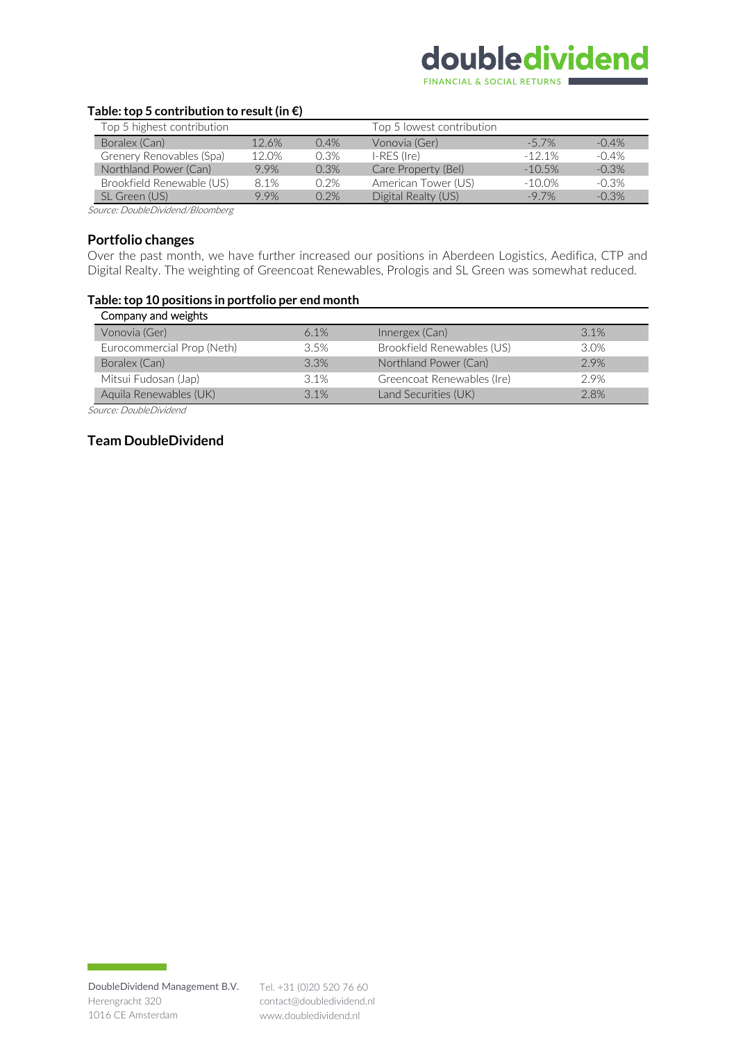**Table: top 5 contribution to result (in €)**

| Top 5 highest contribution | | | Top 5 lowest contribution | | |
|---|---|---|---|---|---|
| Boralex (Can) | 12.6% | 0.4% | Vonovia (Ger) | -5.7% | -0.4% |
| Grenery Renovables (Spa) | 12.0% | 0.3% | I-RES (Ire) | -12.1% | -0.4% |
| Northland Power (Can) | 9.9% | 0.3% | Care Property (Bel) | -10.5% | -0.3% |
| Brookfield Renewable (US) | 8.1% | 0.2% | American Tower (US) | -10.0% | -0.3% |
| SL Green (US) | 9.9% | 0.2% | Digital Realty (US) | -9.7% | -0.3% |

*Source: DoubleDividend/Bloomberg*

## Portfolio changes

Over the past month, we have further increased our positions in Aberdeen Logistics, Aedifica, CTP and Digital Realty. The weighting of Greencoat Renewables, Prologis and SL Green was somewhat reduced.

**Table: top 10 positions in portfolio per end month**

| Company and weights | | | |
|---|---|---|---|
| Vonovia (Ger) | 6.1% | Innergex (Can) | 3.1% |
| Eurocommercial Prop (Neth) | 3.5% | Brookfield Renewables (US) | 3.0% |
| Boralex (Can) | 3.3% | Northland Power (Can) | 2.9% |
| Mitsui Fudosan (Jap) | 3.1% | Greencoat Renewables (Ire) | 2.9% |
| Aquila Renewables (UK) | 3.1% | Land Securities (UK) | 2.8% |

*Source: DoubleDividend*

## Team DoubleDividend

DoubleDividend Management B.V.
Herengracht 320
1016 CE Amsterdam

Tel. +31 (0)20 520 76 60
contact@doubledividend.nl
www.doubledividend.nl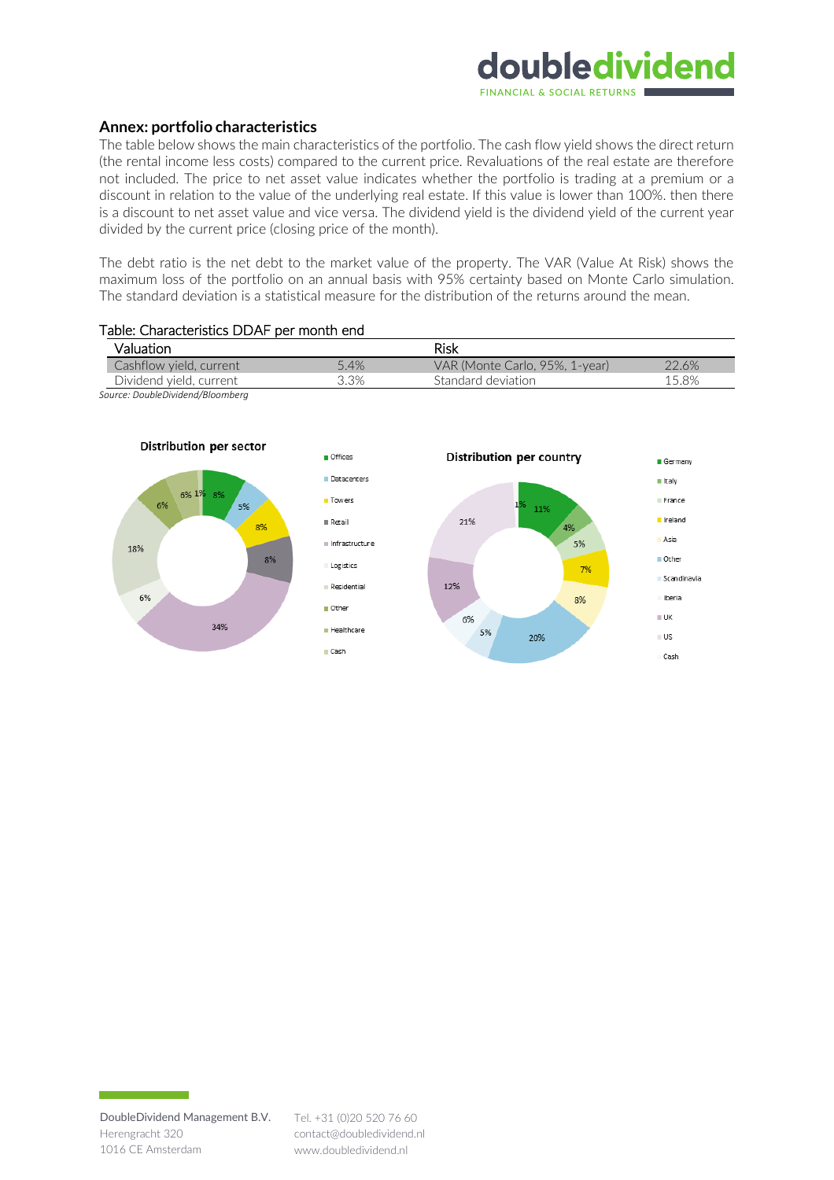## Annex: portfolio characteristics

The table below shows the main characteristics of the portfolio. The cash flow yield shows the direct return (the rental income less costs) compared to the current price. Revaluations of the real estate are therefore not included. The price to net asset value indicates whether the portfolio is trading at a premium or a discount in relation to the value of the underlying real estate. If this value is lower than 100%. then there is a discount to net asset value and vice versa. The dividend yield is the dividend yield of the current year divided by the current price (closing price of the month).

The debt ratio is the net debt to the market value of the property. The VAR (Value At Risk) shows the maximum loss of the portfolio on an annual basis with 95% certainty based on Monte Carlo simulation. The standard deviation is a statistical measure for the distribution of the returns around the mean.

Table: Characteristics DDAF per month end

| Valuation | | Risk | |
|---|---|---|---|
| Cashflow yield, current | 5.4% | VAR (Monte Carlo, 95%, 1-year) | 22.6% |
| Dividend yield, current | 3.3% | Standard deviation | 15.8% |

*Source: DoubleDividend/Bloomberg*

**Distribution per sector**

Offices
Datacenters
Towers
Retail
Infrastructure
Logistics
Residential
Other
Healthcare
Cash

8%
5%
8%
8%
34%
6%
18%
6%
6%
1%

**Distribution per country**

Germany
Italy
France
Ireland
Asia
Other
Scandinavia
Iberia
UK
US
Cash

11%
4%
5%
7%
8%
20%
5%
6%
12%
21%
1%

DoubleDividend Management B.V.
Herengracht 320
1016 CE Amsterdam

Tel. +31 (0)20 520 76 60
contact@doubledividend.nl
www.doubledividend.nl